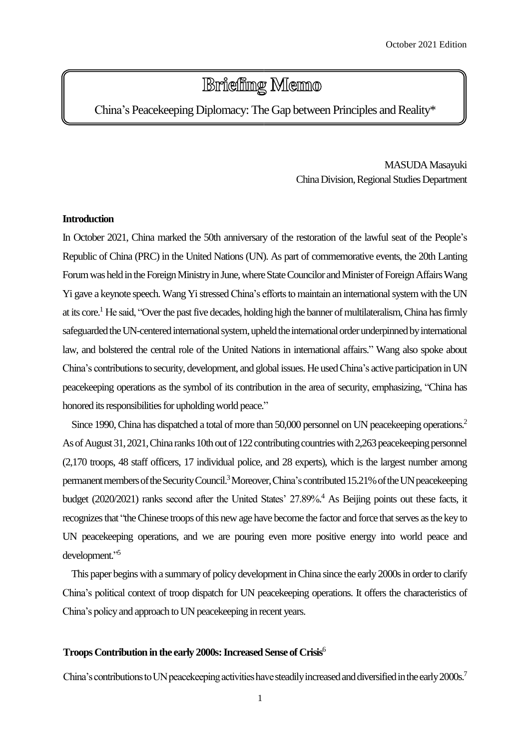October 2021 Edition

# Briefing Memo

## China's Peacekeeping Diplomacy: The Gap between Principles and Reality*

MASUDA Masayuki
China Division, Regional Studies Department

**Introduction**

In October 2021, China marked the 50th anniversary of the restoration of the lawful seat of the People's Republic of China (PRC) in the United Nations (UN). As part of commemorative events, the 20th Lanting Forum was held in the Foreign Ministry in June, where State Councilor and Minister of Foreign Affairs Wang Yi gave a keynote speech. Wang Yi stressed China's efforts to maintain an international system with the UN at its core.[1] He said, "Over the past five decades, holding high the banner of multilateralism, China has firmly safeguarded the UN-centered international system, upheld the international order underpinned by international law, and bolstered the central role of the United Nations in international affairs." Wang also spoke about China's contributions to security, development, and global issues. He used China's active participation in UN peacekeeping operations as the symbol of its contribution in the area of security, emphasizing, "China has honored its responsibilities for upholding world peace."

Since 1990, China has dispatched a total of more than 50,000 personnel on UN peacekeeping operations.[2] As of August 31, 2021, China ranks 10th out of 122 contributing countries with 2,263 peacekeeping personnel (2,170 troops, 48 staff officers, 17 individual police, and 28 experts), which is the largest number among permanent members of the Security Council.[3] Moreover, China's contributed 15.21% of the UN peacekeeping budget (2020/2021) ranks second after the United States' 27.89%.[4] As Beijing points out these facts, it recognizes that "the Chinese troops of this new age have become the factor and force that serves as the key to UN peacekeeping operations, and we are pouring even more positive energy into world peace and development."[5]

This paper begins with a summary of policy development in China since the early 2000s in order to clarify China's political context of troop dispatch for UN peacekeeping operations. It offers the characteristics of China's policy and approach to UN peacekeeping in recent years.

**Troops Contribution in the early 2000s: Increased Sense of Crisis**[6]

China's contributions to UN peacekeeping activities have steadily increased and diversified in the early 2000s.[7]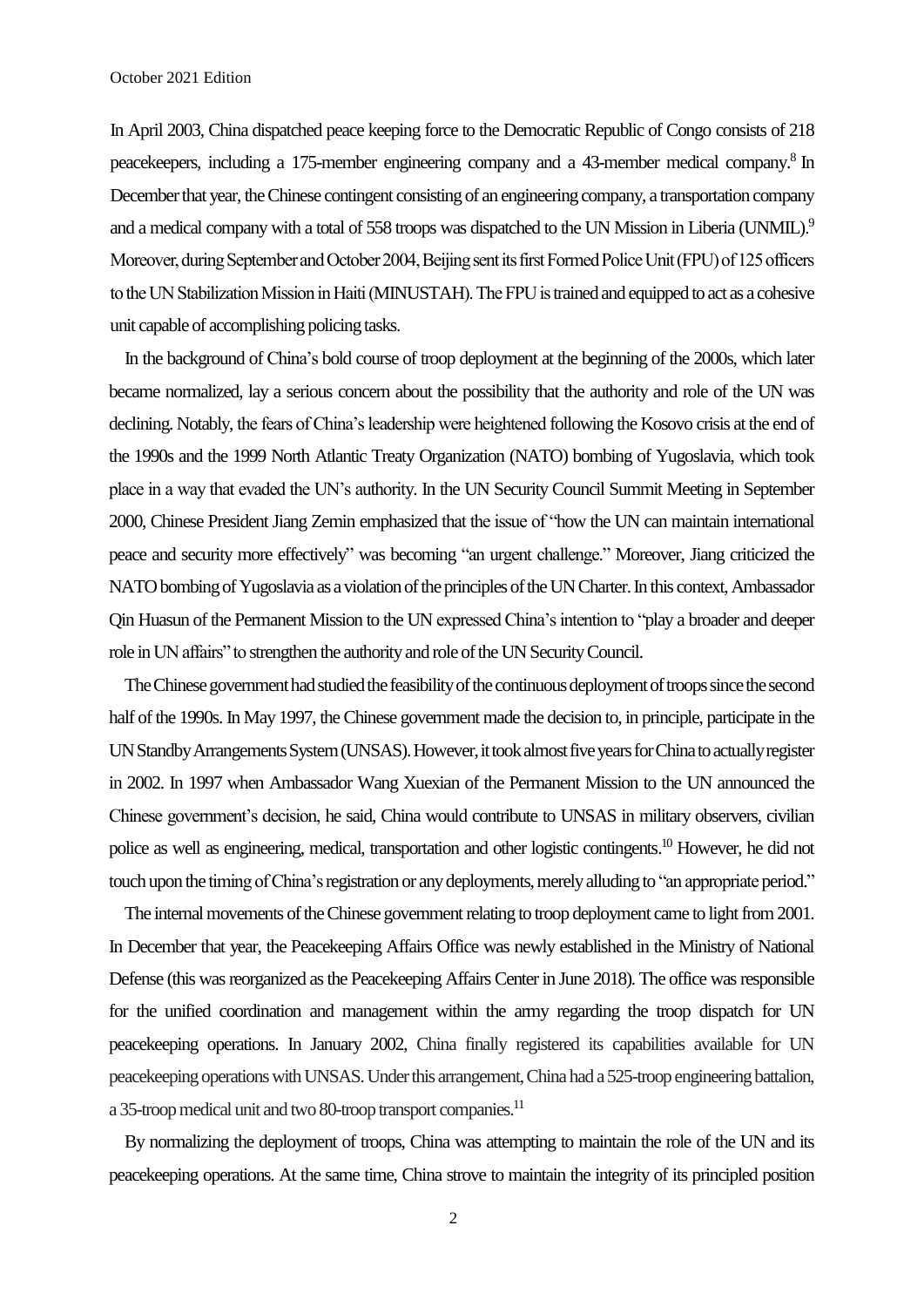In April 2003, China dispatched peace keeping force to the Democratic Republic of Congo consists of 218 peacekeepers, including a 175-member engineering company and a 43-member medical company.[8] In December that year, the Chinese contingent consisting of an engineering company, a transportation company and a medical company with a total of 558 troops was dispatched to the UN Mission in Liberia (UNMIL).[9] Moreover, during September and October 2004, Beijing sent its first Formed Police Unit (FPU) of 125 officers to the UN Stabilization Mission in Haiti (MINUSTAH). The FPU is trained and equipped to act as a cohesive unit capable of accomplishing policing tasks.

In the background of China's bold course of troop deployment at the beginning of the 2000s, which later became normalized, lay a serious concern about the possibility that the authority and role of the UN was declining. Notably, the fears of China's leadership were heightened following the Kosovo crisis at the end of the 1990s and the 1999 North Atlantic Treaty Organization (NATO) bombing of Yugoslavia, which took place in a way that evaded the UN's authority. In the UN Security Council Summit Meeting in September 2000, Chinese President Jiang Zemin emphasized that the issue of "how the UN can maintain international peace and security more effectively" was becoming "an urgent challenge." Moreover, Jiang criticized the NATO bombing of Yugoslavia as a violation of the principles of the UN Charter. In this context, Ambassador Qin Huasun of the Permanent Mission to the UN expressed China's intention to "play a broader and deeper role in UN affairs" to strengthen the authority and role of the UN Security Council.

The Chinese government had studied the feasibility of the continuous deployment of troops since the second half of the 1990s. In May 1997, the Chinese government made the decision to, in principle, participate in the UN Standby Arrangements System (UNSAS). However, it took almost five years for China to actually register in 2002. In 1997 when Ambassador Wang Xuexian of the Permanent Mission to the UN announced the Chinese government's decision, he said, China would contribute to UNSAS in military observers, civilian police as well as engineering, medical, transportation and other logistic contingents.[10] However, he did not touch upon the timing of China's registration or any deployments, merely alluding to "an appropriate period."

The internal movements of the Chinese government relating to troop deployment came to light from 2001. In December that year, the Peacekeeping Affairs Office was newly established in the Ministry of National Defense (this was reorganized as the Peacekeeping Affairs Center in June 2018). The office was responsible for the unified coordination and management within the army regarding the troop dispatch for UN peacekeeping operations. In January 2002, China finally registered its capabilities available for UN peacekeeping operations with UNSAS. Under this arrangement, China had a 525-troop engineering battalion, a 35-troop medical unit and two 80-troop transport companies.[11]

By normalizing the deployment of troops, China was attempting to maintain the role of the UN and its peacekeeping operations. At the same time, China strove to maintain the integrity of its principled position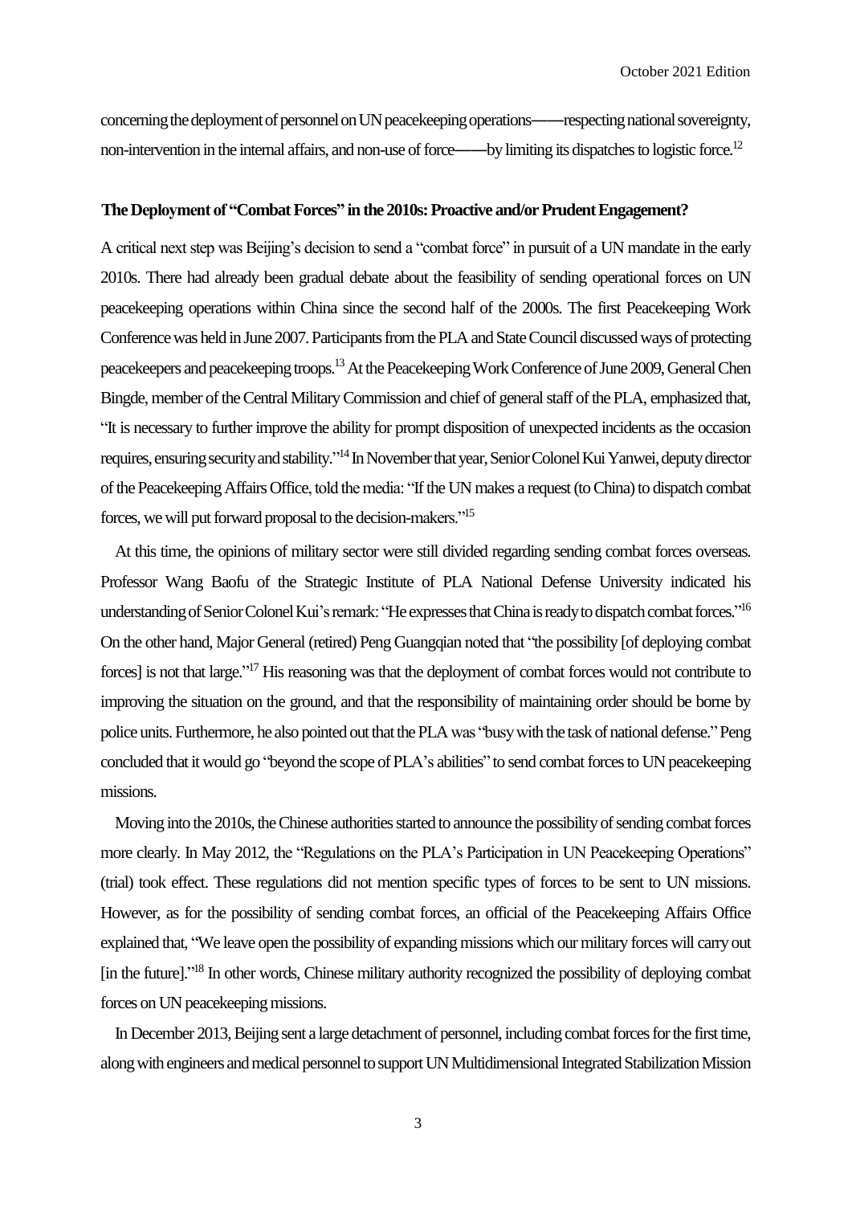concerning the deployment of personnel on UN peacekeeping operations——respecting national sovereignty, non-intervention in the internal affairs, and non-use of force——by limiting its dispatches to logistic force.[12]

**The Deployment of "Combat Forces" in the 2010s: Proactive and/or Prudent Engagement?**

A critical next step was Beijing's decision to send a "combat force" in pursuit of a UN mandate in the early 2010s. There had already been gradual debate about the feasibility of sending operational forces on UN peacekeeping operations within China since the second half of the 2000s. The first Peacekeeping Work Conference was held in June 2007. Participants from the PLA and State Council discussed ways of protecting peacekeepers and peacekeeping troops.[13] At the Peacekeeping Work Conference of June 2009, General Chen Bingde, member of the Central Military Commission and chief of general staff of the PLA, emphasized that, "It is necessary to further improve the ability for prompt disposition of unexpected incidents as the occasion requires, ensuring security and stability."[14] In November that year, Senior Colonel Kui Yanwei, deputy director of the Peacekeeping Affairs Office, told the media: "If the UN makes a request (to China) to dispatch combat forces, we will put forward proposal to the decision-makers."[15]

At this time, the opinions of military sector were still divided regarding sending combat forces overseas. Professor Wang Baofu of the Strategic Institute of PLA National Defense University indicated his understanding of Senior Colonel Kui's remark: "He expresses that China is ready to dispatch combat forces."[16] On the other hand, Major General (retired) Peng Guangqian noted that "the possibility [of deploying combat forces] is not that large."[17] His reasoning was that the deployment of combat forces would not contribute to improving the situation on the ground, and that the responsibility of maintaining order should be borne by police units. Furthermore, he also pointed out that the PLA was "busy with the task of national defense." Peng concluded that it would go "beyond the scope of PLA's abilities" to send combat forces to UN peacekeeping missions.

Moving into the 2010s, the Chinese authorities started to announce the possibility of sending combat forces more clearly. In May 2012, the "Regulations on the PLA's Participation in UN Peacekeeping Operations" (trial) took effect. These regulations did not mention specific types of forces to be sent to UN missions. However, as for the possibility of sending combat forces, an official of the Peacekeeping Affairs Office explained that, "We leave open the possibility of expanding missions which our military forces will carry out [in the future]."[18] In other words, Chinese military authority recognized the possibility of deploying combat forces on UN peacekeeping missions.

In December 2013, Beijing sent a large detachment of personnel, including combat forces for the first time, along with engineers and medical personnel to support UN Multidimensional Integrated Stabilization Mission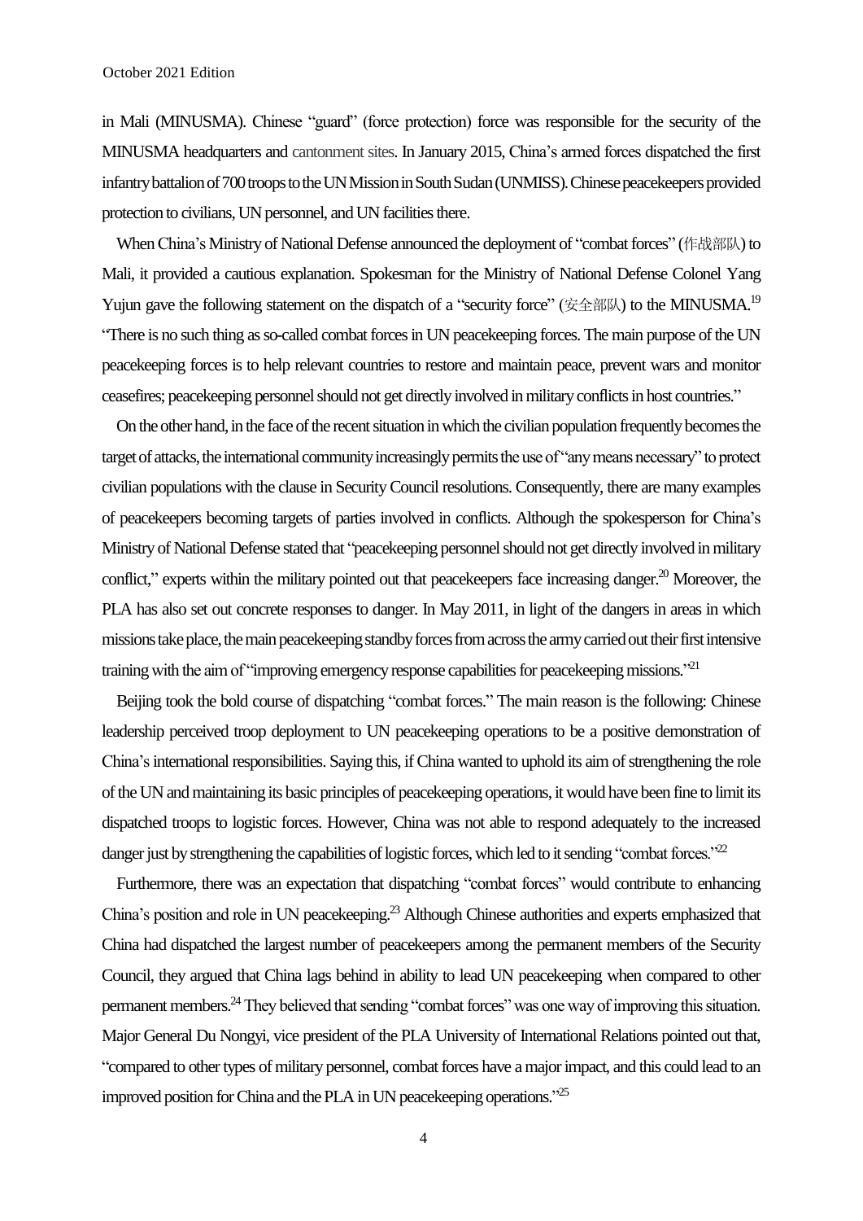in Mali (MINUSMA). Chinese "guard" (force protection) force was responsible for the security of the MINUSMA headquarters and cantonment sites. In January 2015, China's armed forces dispatched the first infantry battalion of 700 troops to the UN Mission in South Sudan (UNMISS). Chinese peacekeepers provided protection to civilians, UN personnel, and UN facilities there.

When China's Ministry of National Defense announced the deployment of "combat forces" (作战部队) to Mali, it provided a cautious explanation. Spokesman for the Ministry of National Defense Colonel Yang Yujun gave the following statement on the dispatch of a "security force" (安全部队) to the MINUSMA.[19] "There is no such thing as so-called combat forces in UN peacekeeping forces. The main purpose of the UN peacekeeping forces is to help relevant countries to restore and maintain peace, prevent wars and monitor ceasefires; peacekeeping personnel should not get directly involved in military conflicts in host countries."

On the other hand, in the face of the recent situation in which the civilian population frequently becomes the target of attacks, the international community increasingly permits the use of "any means necessary" to protect civilian populations with the clause in Security Council resolutions. Consequently, there are many examples of peacekeepers becoming targets of parties involved in conflicts. Although the spokesperson for China's Ministry of National Defense stated that "peacekeeping personnel should not get directly involved in military conflict," experts within the military pointed out that peacekeepers face increasing danger.[20] Moreover, the PLA has also set out concrete responses to danger. In May 2011, in light of the dangers in areas in which missions take place, the main peacekeeping standby forces from across the army carried out their first intensive training with the aim of "improving emergency response capabilities for peacekeeping missions."[21]

Beijing took the bold course of dispatching "combat forces." The main reason is the following: Chinese leadership perceived troop deployment to UN peacekeeping operations to be a positive demonstration of China's international responsibilities. Saying this, if China wanted to uphold its aim of strengthening the role of the UN and maintaining its basic principles of peacekeeping operations, it would have been fine to limit its dispatched troops to logistic forces. However, China was not able to respond adequately to the increased danger just by strengthening the capabilities of logistic forces, which led to it sending "combat forces."[22]

Furthermore, there was an expectation that dispatching "combat forces" would contribute to enhancing China's position and role in UN peacekeeping.[23] Although Chinese authorities and experts emphasized that China had dispatched the largest number of peacekeepers among the permanent members of the Security Council, they argued that China lags behind in ability to lead UN peacekeeping when compared to other permanent members.[24] They believed that sending "combat forces" was one way of improving this situation. Major General Du Nongyi, vice president of the PLA University of International Relations pointed out that, "compared to other types of military personnel, combat forces have a major impact, and this could lead to an improved position for China and the PLA in UN peacekeeping operations."[25]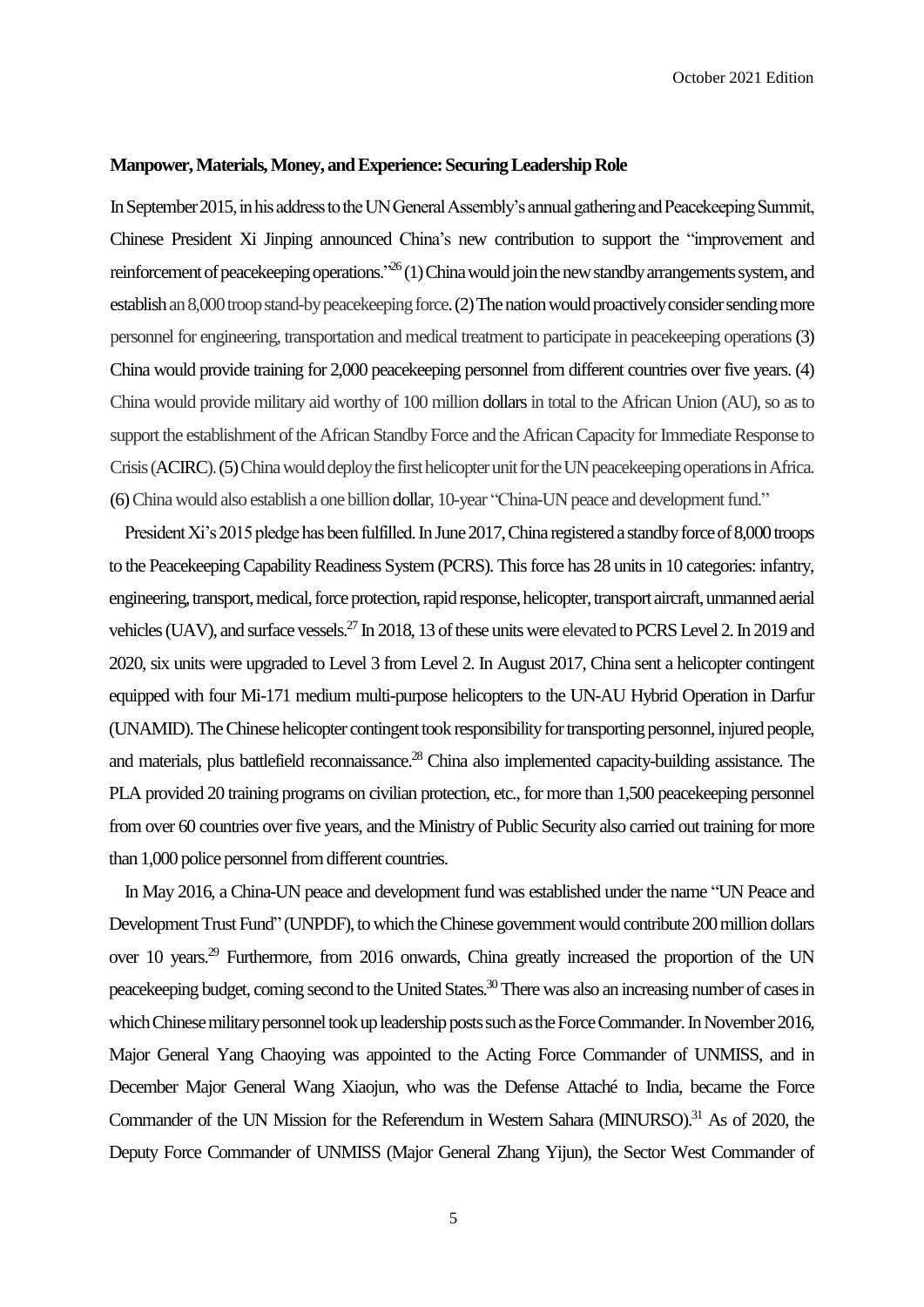**Manpower, Materials, Money, and Experience: Securing Leadership Role**

In September 2015, in his address to the UN General Assembly's annual gathering and Peacekeeping Summit, Chinese President Xi Jinping announced China's new contribution to support the "improvement and reinforcement of peacekeeping operations."[26] (1) China would join the new standby arrangements system, and establish an 8,000 troop stand-by peacekeeping force. (2) The nation would proactively consider sending more personnel for engineering, transportation and medical treatment to participate in peacekeeping operations (3) China would provide training for 2,000 peacekeeping personnel from different countries over five years. (4) China would provide military aid worthy of 100 million dollars in total to the African Union (AU), so as to support the establishment of the African Standby Force and the African Capacity for Immediate Response to Crisis (ACIRC). (5) China would deploy the first helicopter unit for the UN peacekeeping operations in Africa. (6) China would also establish a one billion dollar, 10-year "China-UN peace and development fund."

President Xi's 2015 pledge has been fulfilled. In June 2017, China registered a standby force of 8,000 troops to the Peacekeeping Capability Readiness System (PCRS). This force has 28 units in 10 categories: infantry, engineering, transport, medical, force protection, rapid response, helicopter, transport aircraft, unmanned aerial vehicles (UAV), and surface vessels.[27] In 2018, 13 of these units were elevated to PCRS Level 2. In 2019 and 2020, six units were upgraded to Level 3 from Level 2. In August 2017, China sent a helicopter contingent equipped with four Mi-171 medium multi-purpose helicopters to the UN-AU Hybrid Operation in Darfur (UNAMID). The Chinese helicopter contingent took responsibility for transporting personnel, injured people, and materials, plus battlefield reconnaissance.[28] China also implemented capacity-building assistance. The PLA provided 20 training programs on civilian protection, etc., for more than 1,500 peacekeeping personnel from over 60 countries over five years, and the Ministry of Public Security also carried out training for more than 1,000 police personnel from different countries.

In May 2016, a China-UN peace and development fund was established under the name "UN Peace and Development Trust Fund" (UNPDF), to which the Chinese government would contribute 200 million dollars over 10 years.[29] Furthermore, from 2016 onwards, China greatly increased the proportion of the UN peacekeeping budget, coming second to the United States.[30] There was also an increasing number of cases in which Chinese military personnel took up leadership posts such as the Force Commander. In November 2016, Major General Yang Chaoying was appointed to the Acting Force Commander of UNMISS, and in December Major General Wang Xiaojun, who was the Defense Attaché to India, became the Force Commander of the UN Mission for the Referendum in Western Sahara (MINURSO).[31] As of 2020, the Deputy Force Commander of UNMISS (Major General Zhang Yijun), the Sector West Commander of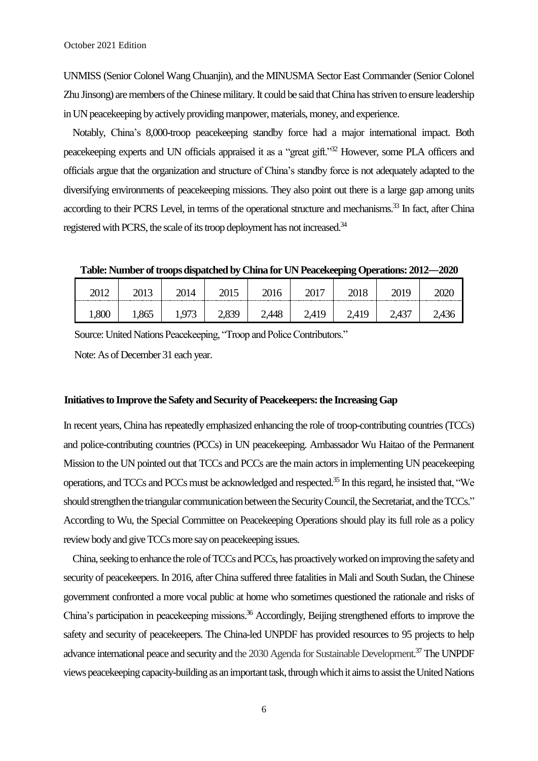UNMISS (Senior Colonel Wang Chuanjin), and the MINUSMA Sector East Commander (Senior Colonel Zhu Jinsong) are members of the Chinese military. It could be said that China has striven to ensure leadership in UN peacekeeping by actively providing manpower, materials, money, and experience.

Notably, China's 8,000-troop peacekeeping standby force had a major international impact. Both peacekeeping experts and UN officials appraised it as a "great gift."[32] However, some PLA officers and officials argue that the organization and structure of China's standby force is not adequately adapted to the diversifying environments of peacekeeping missions. They also point out there is a large gap among units according to their PCRS Level, in terms of the operational structure and mechanisms.[33] In fact, after China registered with PCRS, the scale of its troop deployment has not increased.[34]

**Table: Number of troops dispatched by China for UN Peacekeeping Operations: 2012—2020**

| 2012 | 2013 | 2014 | 2015 | 2016 | 2017 | 2018 | 2019 | 2020 |
|---|---|---|---|---|---|---|---|---|
| 1,800 | 1,865 | 1,973 | 2,839 | 2,448 | 2,419 | 2,419 | 2,437 | 2,436 |

Source: United Nations Peacekeeping, "Troop and Police Contributors."

Note: As of December 31 each year.

### Initiatives to Improve the Safety and Security of Peacekeepers: the Increasing Gap

In recent years, China has repeatedly emphasized enhancing the role of troop-contributing countries (TCCs) and police-contributing countries (PCCs) in UN peacekeeping. Ambassador Wu Haitao of the Permanent Mission to the UN pointed out that TCCs and PCCs are the main actors in implementing UN peacekeeping operations, and TCCs and PCCs must be acknowledged and respected.[35] In this regard, he insisted that, "We should strengthen the triangular communication between the Security Council, the Secretariat, and the TCCs." According to Wu, the Special Committee on Peacekeeping Operations should play its full role as a policy review body and give TCCs more say on peacekeeping issues.

China, seeking to enhance the role of TCCs and PCCs, has proactively worked on improving the safety and security of peacekeepers. In 2016, after China suffered three fatalities in Mali and South Sudan, the Chinese government confronted a more vocal public at home who sometimes questioned the rationale and risks of China's participation in peacekeeping missions.[36] Accordingly, Beijing strengthened efforts to improve the safety and security of peacekeepers. The China-led UNPDF has provided resources to 95 projects to help advance international peace and security and the 2030 Agenda for Sustainable Development.[37] The UNPDF views peacekeeping capacity-building as an important task, through which it aims to assist the United Nations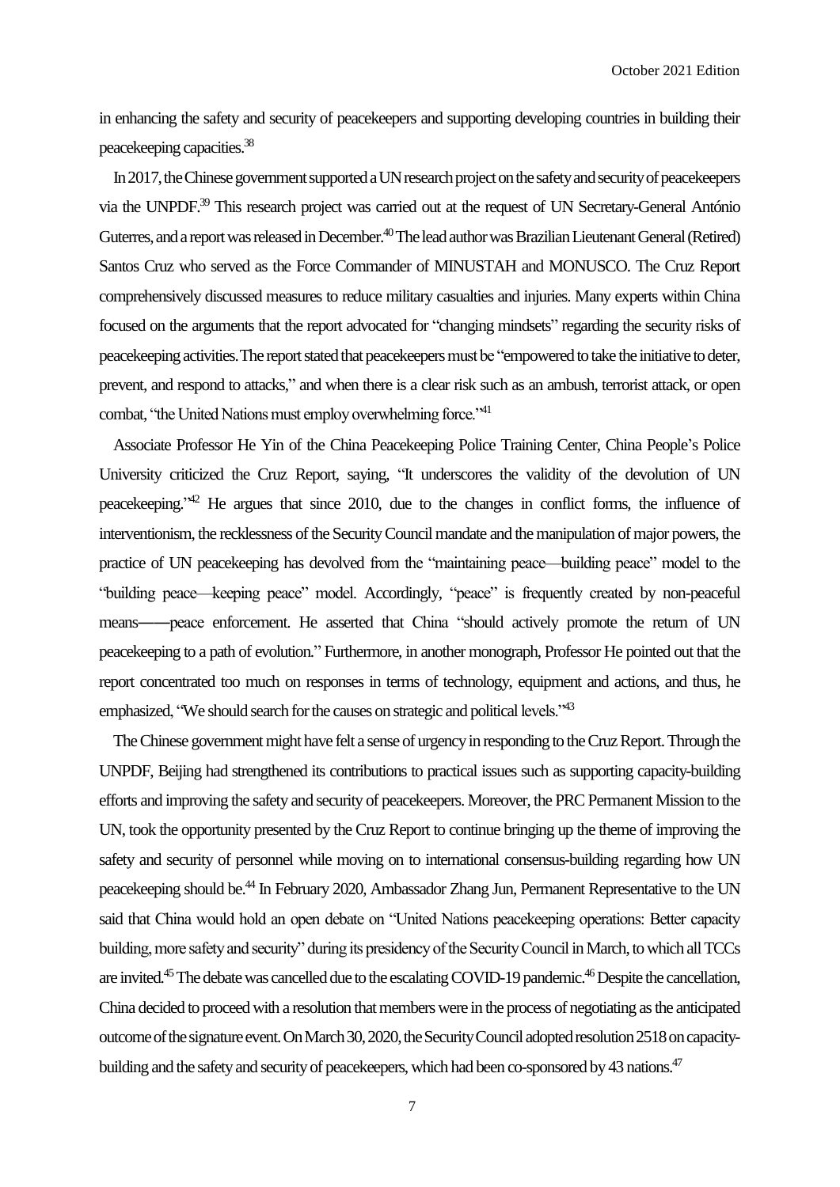in enhancing the safety and security of peacekeepers and supporting developing countries in building their peacekeeping capacities.[38]

In 2017, the Chinese government supported a UN research project on the safety and security of peacekeepers via the UNPDF.[39] This research project was carried out at the request of UN Secretary-General António Guterres, and a report was released in December.[40] The lead author was Brazilian Lieutenant General (Retired) Santos Cruz who served as the Force Commander of MINUSTAH and MONUSCO. The Cruz Report comprehensively discussed measures to reduce military casualties and injuries. Many experts within China focused on the arguments that the report advocated for "changing mindsets" regarding the security risks of peacekeeping activities. The report stated that peacekeepers must be "empowered to take the initiative to deter, prevent, and respond to attacks," and when there is a clear risk such as an ambush, terrorist attack, or open combat, "the United Nations must employ overwhelming force."[41]

Associate Professor He Yin of the China Peacekeeping Police Training Center, China People's Police University criticized the Cruz Report, saying, "It underscores the validity of the devolution of UN peacekeeping."[42] He argues that since 2010, due to the changes in conflict forms, the influence of interventionism, the recklessness of the Security Council mandate and the manipulation of major powers, the practice of UN peacekeeping has devolved from the "maintaining peace—building peace" model to the "building peace—keeping peace" model. Accordingly, "peace" is frequently created by non-peaceful means——peace enforcement. He asserted that China "should actively promote the return of UN peacekeeping to a path of evolution." Furthermore, in another monograph, Professor He pointed out that the report concentrated too much on responses in terms of technology, equipment and actions, and thus, he emphasized, "We should search for the causes on strategic and political levels."[43]

The Chinese government might have felt a sense of urgency in responding to the Cruz Report. Through the UNPDF, Beijing had strengthened its contributions to practical issues such as supporting capacity-building efforts and improving the safety and security of peacekeepers. Moreover, the PRC Permanent Mission to the UN, took the opportunity presented by the Cruz Report to continue bringing up the theme of improving the safety and security of personnel while moving on to international consensus-building regarding how UN peacekeeping should be.[44] In February 2020, Ambassador Zhang Jun, Permanent Representative to the UN said that China would hold an open debate on "United Nations peacekeeping operations: Better capacity building, more safety and security" during its presidency of the Security Council in March, to which all TCCs are invited.[45] The debate was cancelled due to the escalating COVID-19 pandemic.[46] Despite the cancellation, China decided to proceed with a resolution that members were in the process of negotiating as the anticipated outcome of the signature event. On March 30, 2020, the Security Council adopted resolution 2518 on capacity-building and the safety and security of peacekeepers, which had been co-sponsored by 43 nations.[47]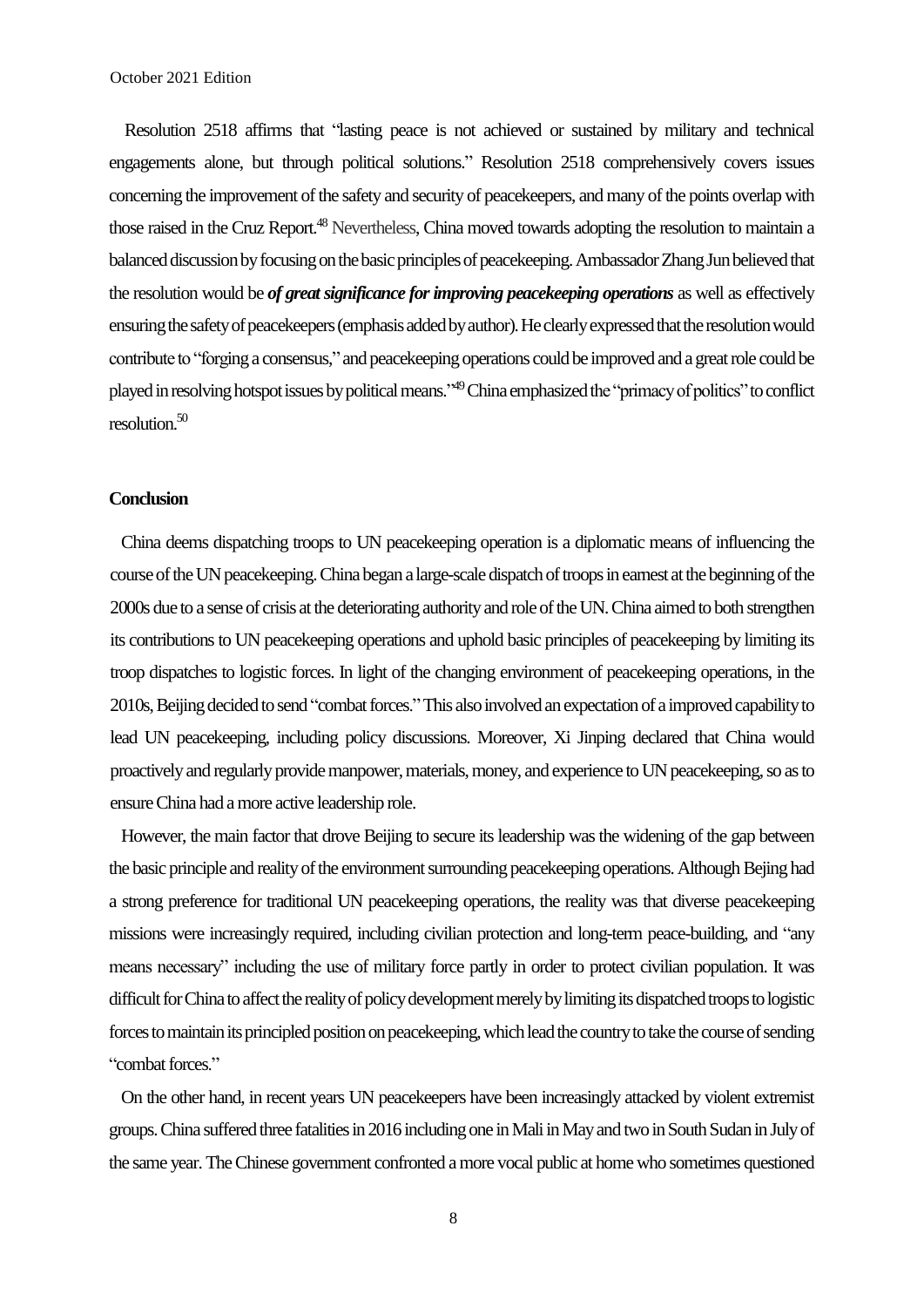Resolution 2518 affirms that "lasting peace is not achieved or sustained by military and technical engagements alone, but through political solutions." Resolution 2518 comprehensively covers issues concerning the improvement of the safety and security of peacekeepers, and many of the points overlap with those raised in the Cruz Report.[48] Nevertheless, China moved towards adopting the resolution to maintain a balanced discussion by focusing on the basic principles of peacekeeping. Ambassador Zhang Jun believed that the resolution would be ***of great significance for improving peacekeeping operations*** as well as effectively ensuring the safety of peacekeepers (emphasis added by author). He clearly expressed that the resolution would contribute to "forging a consensus," and peacekeeping operations could be improved and a great role could be played in resolving hotspot issues by political means."[49] China emphasized the "primacy of politics" to conflict resolution.[50]

## Conclusion

China deems dispatching troops to UN peacekeeping operation is a diplomatic means of influencing the course of the UN peacekeeping. China began a large-scale dispatch of troops in earnest at the beginning of the 2000s due to a sense of crisis at the deteriorating authority and role of the UN. China aimed to both strengthen its contributions to UN peacekeeping operations and uphold basic principles of peacekeeping by limiting its troop dispatches to logistic forces. In light of the changing environment of peacekeeping operations, in the 2010s, Beijing decided to send "combat forces." This also involved an expectation of a improved capability to lead UN peacekeeping, including policy discussions. Moreover, Xi Jinping declared that China would proactively and regularly provide manpower, materials, money, and experience to UN peacekeeping, so as to ensure China had a more active leadership role.

However, the main factor that drove Beijing to secure its leadership was the widening of the gap between the basic principle and reality of the environment surrounding peacekeeping operations. Although Bejing had a strong preference for traditional UN peacekeeping operations, the reality was that diverse peacekeeping missions were increasingly required, including civilian protection and long-term peace-building, and "any means necessary" including the use of military force partly in order to protect civilian population. It was difficult for China to affect the reality of policy development merely by limiting its dispatched troops to logistic forces to maintain its principled position on peacekeeping, which lead the country to take the course of sending "combat forces."

On the other hand, in recent years UN peacekeepers have been increasingly attacked by violent extremist groups. China suffered three fatalities in 2016 including one in Mali in May and two in South Sudan in July of the same year. The Chinese government confronted a more vocal public at home who sometimes questioned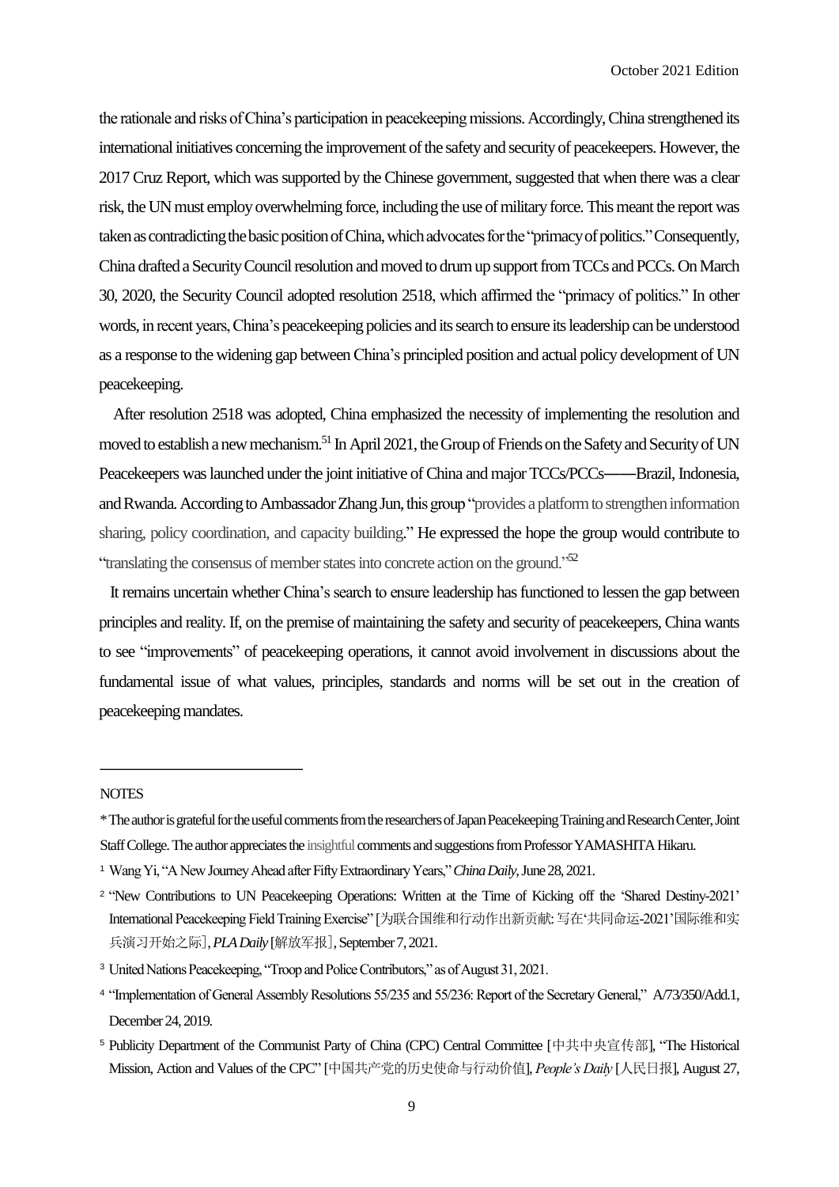the rationale and risks of China's participation in peacekeeping missions. Accordingly, China strengthened its international initiatives concerning the improvement of the safety and security of peacekeepers. However, the 2017 Cruz Report, which was supported by the Chinese government, suggested that when there was a clear risk, the UN must employ overwhelming force, including the use of military force. This meant the report was taken as contradicting the basic position of China, which advocates for the "primacy of politics." Consequently, China drafted a Security Council resolution and moved to drum up support from TCCs and PCCs. On March 30, 2020, the Security Council adopted resolution 2518, which affirmed the "primacy of politics." In other words, in recent years, China's peacekeeping policies and its search to ensure its leadership can be understood as a response to the widening gap between China's principled position and actual policy development of UN peacekeeping.

After resolution 2518 was adopted, China emphasized the necessity of implementing the resolution and moved to establish a new mechanism.[51] In April 2021, the Group of Friends on the Safety and Security of UN Peacekeepers was launched under the joint initiative of China and major TCCs/PCCs——Brazil, Indonesia, and Rwanda. According to Ambassador Zhang Jun, this group "provides a platform to strengthen information sharing, policy coordination, and capacity building." He expressed the hope the group would contribute to "translating the consensus of member states into concrete action on the ground."[52]

It remains uncertain whether China's search to ensure leadership has functioned to lessen the gap between principles and reality. If, on the premise of maintaining the safety and security of peacekeepers, China wants to see "improvements" of peacekeeping operations, it cannot avoid involvement in discussions about the fundamental issue of what values, principles, standards and norms will be set out in the creation of peacekeeping mandates.

---

NOTES

* The author is grateful for the useful comments from the researchers of Japan Peacekeeping Training and Research Center, Joint Staff College. The author appreciates the insightful comments and suggestions from Professor YAMASHITA Hikaru.

1 Wang Yi, "A New Journey Ahead after Fifty Extraordinary Years," *China Daily*, June 28, 2021.

2 "New Contributions to UN Peacekeeping Operations: Written at the Time of Kicking off the 'Shared Destiny-2021' International Peacekeeping Field Training Exercise" [为联合国维和行动作出新贡献: 写在'共同命运-2021'国际维和实兵演习开始之际], *PLA Daily* [解放军报], September 7, 2021.

3 United Nations Peacekeeping, "Troop and Police Contributors," as of August 31, 2021.

4 "Implementation of General Assembly Resolutions 55/235 and 55/236: Report of the Secretary General," A/73/350/Add.1, December 24, 2019.

5 Publicity Department of the Communist Party of China (CPC) Central Committee [中共中央宣传部], "The Historical Mission, Action and Values of the CPC" [中国共产党的历史使命与行动价值], *People's Daily* [人民日报], August 27,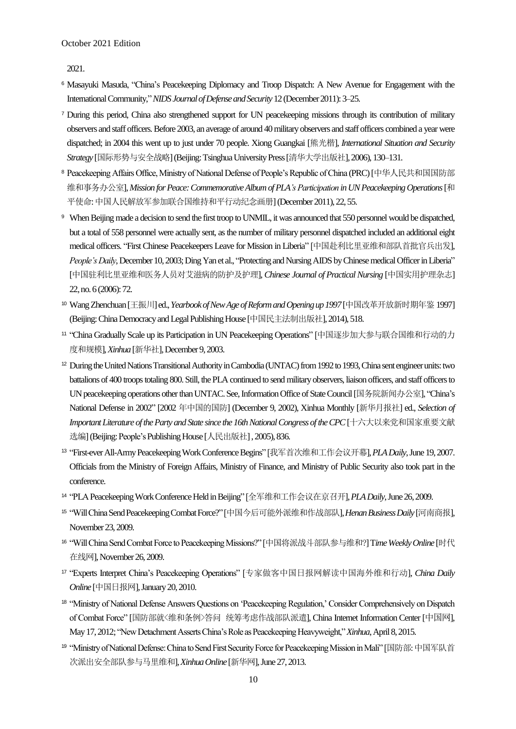2021.

[6] Masayuki Masuda, "China's Peacekeeping Diplomacy and Troop Dispatch: A New Avenue for Engagement with the International Community," *NIDS Journal of Defense and Security* 12 (December 2011): 3–25.

[7] During this period, China also strengthened support for UN peacekeeping missions through its contribution of military observers and staff officers. Before 2003, an average of around 40 military observers and staff officers combined a year were dispatched; in 2004 this went up to just under 70 people. Xiong Guangkai [熊光楷], *International Situation and Security Strategy* [国际形势与安全战略] (Beijing: Tsinghua University Press [清华大学出版社], 2006), 130–131.

[8] Peacekeeping Affairs Office, Ministry of National Defense of People's Republic of China (PRC) [中华人民共和国国防部维和事务办公室], *Mission for Peace: Commemorative Album of PLA's Participation in UN Peacekeeping Operations* [和平使命: 中国人民解放军参加联合国维持和平行动纪念画册] (December 2011), 22, 55.

[9] When Beijing made a decision to send the first troop to UNMIL, it was announced that 550 personnel would be dispatched, but a total of 558 personnel were actually sent, as the number of military personnel dispatched included an additional eight medical officers. "First Chinese Peacekeepers Leave for Mission in Liberia" [中国赴利比里亚维和部队首批官兵出发], *People's Daily*, December 10, 2003; Ding Yan et al., "Protecting and Nursing AIDS by Chinese medical Officer in Liberia" [中国驻利比里亚维和医务人员对艾滋病的防护及护理], *Chinese Journal of Practical Nursing* [中国实用护理杂志] 22, no. 6 (2006): 72.

[10] Wang Zhenchuan [王振川] ed., *Yearbook of New Age of Reform and Opening up 1997* [中国改革开放新时期年鉴 1997] (Beijing: China Democracy and Legal Publishing House [中国民主法制出版社], 2014), 518.

[11] "China Gradually Scale up its Participation in UN Peacekeeping Operations" [中国逐步加大参与联合国维和行动的力度和规模], *Xinhua* [新华社], December 9, 2003.

[12] During the United Nations Transitional Authority in Cambodia (UNTAC) from 1992 to 1993, China sent engineer units: two battalions of 400 troops totaling 800. Still, the PLA continued to send military observers, liaison officers, and staff officers to UN peacekeeping operations other than UNTAC. See, Information Office of State Council [国务院新闻办公室], "China's National Defense in 2002" [2002 年中国的国防] (December 9, 2002), Xinhua Monthly [新华月报社] ed., *Selection of Important Literature of the Party and State since the 16th National Congress of the CPC* [十六大以来党和国家重要文献选编] (Beijing: People's Publishing House [人民出版社] , 2005), 836.

[13] "First-ever All-Army Peacekeeping Work Conference Begins" [我军首次维和工作会议开幕], *PLA Daily*, June 19, 2007. Officials from the Ministry of Foreign Affairs, Ministry of Finance, and Ministry of Public Security also took part in the conference.

[14] "PLA Peacekeeping Work Conference Held in Beijing" [全军维和工作会议在京召开], *PLA Daily*, June 26, 2009.

[15] "Will China Send Peacekeeping Combat Force?" [中国今后可能外派维和作战部队], *Henan Business Daily* [河南商报], November 23, 2009.

[16] "Will China Send Combat Force to Peacekeeping Missions?" [中国将派战斗部队参与维和?] *Time Weekly Online* [时代在线网], November 26, 2009.

[17] "Experts Interpret China's Peacekeeping Operations" [专家做客中国日报网解读中国海外维和行动], *China Daily Online* [中国日报网], January 20, 2010.

[18] "Ministry of National Defense Answers Questions on 'Peacekeeping Regulation,' Consider Comprehensively on Dispatch of Combat Force" [国防部就<维和条例>答问 统筹考虑作战部队派遣], China Internet Information Center [中国网], May 17, 2012; "New Detachment Asserts China's Role as Peacekeeping Heavyweight," *Xinhua*, April 8, 2015.

[19] "Ministry of National Defense: China to Send First Security Force for Peacekeeping Mission in Mali" [国防部: 中国军队首次派出安全部队参与马里维和], *Xinhua Online* [新华网], June 27, 2013.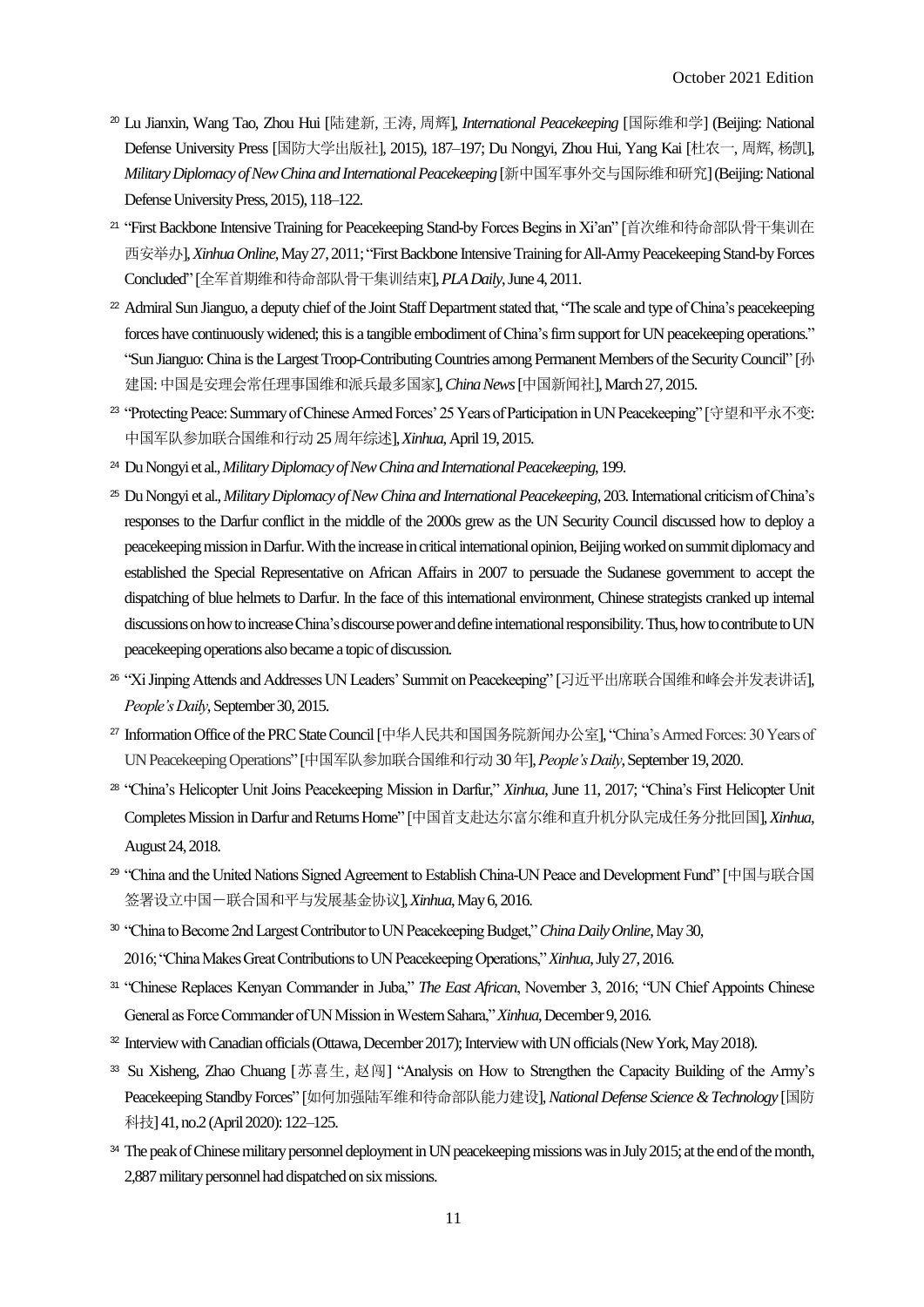[20] Lu Jianxin, Wang Tao, Zhou Hui [陆建新, 王涛, 周辉], *International Peacekeeping* [国际维和学] (Beijing: National Defense University Press [国防大学出版社], 2015), 187–197; Du Nongyi, Zhou Hui, Yang Kai [杜农一, 周辉, 杨凯], *Military Diplomacy of New China and International Peacekeeping* [新中国军事外交与国际维和研究] (Beijing: National Defense University Press, 2015), 118–122.

[21] "First Backbone Intensive Training for Peacekeeping Stand-by Forces Begins in Xi'an" [首次维和待命部队骨干集训在西安举办], *Xinhua Online*, May 27, 2011; "First Backbone Intensive Training for All-Army Peacekeeping Stand-by Forces Concluded" [全军首期维和待命部队骨干集训结束], *PLA Daily*, June 4, 2011.

[22] Admiral Sun Jianguo, a deputy chief of the Joint Staff Department stated that, "The scale and type of China's peacekeeping forces have continuously widened; this is a tangible embodiment of China's firm support for UN peacekeeping operations." "Sun Jianguo: China is the Largest Troop-Contributing Countries among Permanent Members of the Security Council" [孙建国: 中国是安理会常任理事国维和派兵最多国家], *China News* [中国新闻社], March 27, 2015.

[23] "Protecting Peace: Summary of Chinese Armed Forces' 25 Years of Participation in UN Peacekeeping" [守望和平永不变: 中国军队参加联合国维和行动 25 周年综述], *Xinhua*, April 19, 2015.

[24] Du Nongyi et al., *Military Diplomacy of New China and International Peacekeeping*, 199.

[25] Du Nongyi et al., *Military Diplomacy of New China and International Peacekeeping*, 203. International criticism of China's responses to the Darfur conflict in the middle of the 2000s grew as the UN Security Council discussed how to deploy a peacekeeping mission in Darfur. With the increase in critical international opinion, Beijing worked on summit diplomacy and established the Special Representative on African Affairs in 2007 to persuade the Sudanese government to accept the dispatching of blue helmets to Darfur. In the face of this international environment, Chinese strategists cranked up internal discussions on how to increase China's discourse power and define international responsibility. Thus, how to contribute to UN peacekeeping operations also became a topic of discussion.

[26] "Xi Jinping Attends and Addresses UN Leaders' Summit on Peacekeeping" [习近平出席联合国维和峰会并发表讲话], *People's Daily*, September 30, 2015.

[27] Information Office of the PRC State Council [中华人民共和国国务院新闻办公室], "China's Armed Forces: 30 Years of UN Peacekeeping Operations" [中国军队参加联合国维和行动 30 年], *People's Daily*, September 19, 2020.

[28] "China's Helicopter Unit Joins Peacekeeping Mission in Darfur," *Xinhua*, June 11, 2017; "China's First Helicopter Unit Completes Mission in Darfur and Returns Home" [中国首支赴达尔富尔维和直升机分队完成任务分批回国], *Xinhua*, August 24, 2018.

[29] "China and the United Nations Signed Agreement to Establish China-UN Peace and Development Fund" [中国与联合国签署设立中国－联合国和平与发展基金协议], *Xinhua*, May 6, 2016.

[30] "China to Become 2nd Largest Contributor to UN Peacekeeping Budget," *China Daily Online*, May 30, 2016; "China Makes Great Contributions to UN Peacekeeping Operations," *Xinhua*, July 27, 2016.

[31] "Chinese Replaces Kenyan Commander in Juba," *The East African*, November 3, 2016; "UN Chief Appoints Chinese General as Force Commander of UN Mission in Western Sahara," *Xinhua*, December 9, 2016.

[32] Interview with Canadian officials (Ottawa, December 2017); Interview with UN officials (New York, May 2018).

[33] Su Xisheng, Zhao Chuang [苏喜生, 赵闯] "Analysis on How to Strengthen the Capacity Building of the Army's Peacekeeping Standby Forces" [如何加强陆军维和待命部队能力建设], *National Defense Science & Technology* [国防科技] 41, no.2 (April 2020): 122–125.

[34] The peak of Chinese military personnel deployment in UN peacekeeping missions was in July 2015; at the end of the month, 2,887 military personnel had dispatched on six missions.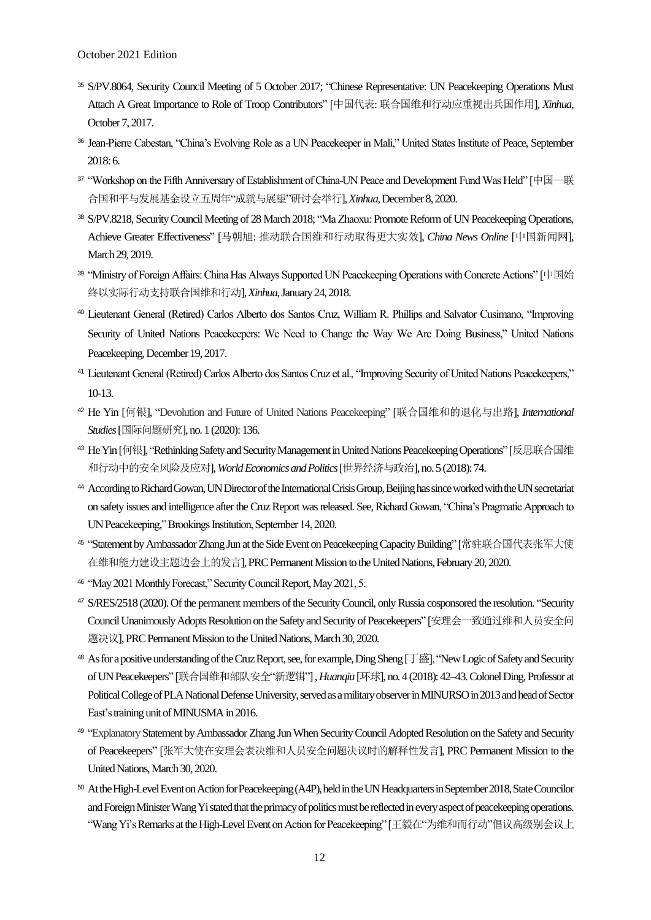[35] S/PV.8064, Security Council Meeting of 5 October 2017; "Chinese Representative: UN Peacekeeping Operations Must Attach A Great Importance to Role of Troop Contributors" [中国代表: 联合国维和行动应重视出兵国作用], *Xinhua*, October 7, 2017.

[36] Jean-Pierre Cabestan, "China's Evolving Role as a UN Peacekeeper in Mali," United States Institute of Peace, September 2018: 6.

[37] "Workshop on the Fifth Anniversary of Establishment of China-UN Peace and Development Fund Was Held" [中国—联合国和平与发展基金设立五周年"成就与展望"研讨会举行], *Xinhua*, December 8, 2020.

[38] S/PV.8218, Security Council Meeting of 28 March 2018; "Ma Zhaoxu: Promote Reform of UN Peacekeeping Operations, Achieve Greater Effectiveness" [马朝旭: 推动联合国维和行动取得更大实效], *China News Online* [中国新闻网], March 29, 2019.

[39] "Ministry of Foreign Affairs: China Has Always Supported UN Peacekeeping Operations with Concrete Actions" [中国始终以实际行动支持联合国维和行动], *Xinhua*, January 24, 2018.

[40] Lieutenant General (Retired) Carlos Alberto dos Santos Cruz, William R. Phillips and Salvator Cusimano, "Improving Security of United Nations Peacekeepers: We Need to Change the Way We Are Doing Business," United Nations Peacekeeping, December 19, 2017.

[41] Lieutenant General (Retired) Carlos Alberto dos Santos Cruz et al., "Improving Security of United Nations Peacekeepers," 10-13.

[42] He Yin [何银], "Devolution and Future of United Nations Peacekeeping" [联合国维和的退化与出路], *International Studies* [国际问题研究], no. 1 (2020): 136.

[43] He Yin [何银], "Rethinking Safety and Security Management in United Nations Peacekeeping Operations" [反思联合国维和行动中的安全风险及应对], *World Economics and Politics* [世界经济与政治], no. 5 (2018): 74.

[44] According to Richard Gowan, UN Director of the International Crisis Group, Beijing has since worked with the UN secretariat on safety issues and intelligence after the Cruz Report was released. See, Richard Gowan, "China's Pragmatic Approach to UN Peacekeeping," Brookings Institution, September 14, 2020.

[45] "Statement by Ambassador Zhang Jun at the Side Event on Peacekeeping Capacity Building" [常驻联合国代表张军大使在维和能力建设主题边会上的发言], PRC Permanent Mission to the United Nations, February 20, 2020.

[46] "May 2021 Monthly Forecast," Security Council Report, May 2021, 5.

[47] S/RES/2518 (2020). Of the permanent members of the Security Council, only Russia cosponsored the resolution. "Security Council Unanimously Adopts Resolution on the Safety and Security of Peacekeepers" [安理会一致通过维和人员安全问题决议], PRC Permanent Mission to the United Nations, March 30, 2020.

[48] As for a positive understanding of the Cruz Report, see, for example, Ding Sheng [丁盛], "New Logic of Safety and Security of UN Peacekeepers" [联合国维和部队安全"新逻辑"], *Huanqiu* [环球], no. 4 (2018): 42–43. Colonel Ding, Professor at Political College of PLA National Defense University, served as a military observer in MINURSO in 2013 and head of Sector East's training unit of MINUSMA in 2016.

[49] "Explanatory Statement by Ambassador Zhang Jun When Security Council Adopted Resolution on the Safety and Security of Peacekeepers" [张军大使在安理会表决维和人员安全问题决议时的解释性发言], PRC Permanent Mission to the United Nations, March 30, 2020.

[50] At the High-Level Event on Action for Peacekeeping (A4P), held in the UN Headquarters in September 2018, State Councilor and Foreign Minister Wang Yi stated that the primacy of politics must be reflected in every aspect of peacekeeping operations. "Wang Yi's Remarks at the High-Level Event on Action for Peacekeeping" [王毅在"为维和而行动"倡议高级别会议上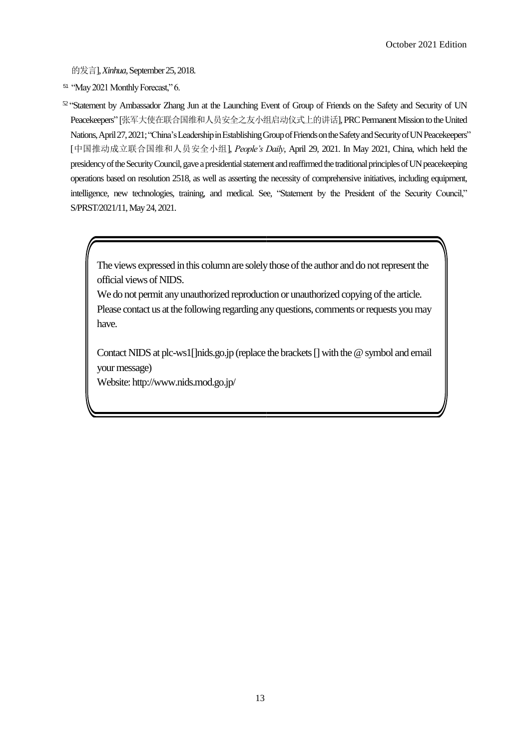的发言], *Xinhua*, September 25, 2018.

[51] "May 2021 Monthly Forecast," 6.

[52] "Statement by Ambassador Zhang Jun at the Launching Event of Group of Friends on the Safety and Security of UN Peacekeepers" [张军大使在联合国维和人员安全之友小组启动仪式上的讲话], PRC Permanent Mission to the United Nations, April 27, 2021; "China's Leadership in Establishing Group of Friends on the Safety and Security of UN Peacekeepers" [中国推动成立联合国维和人员安全小组], *People's Daily*, April 29, 2021. In May 2021, China, which held the presidency of the Security Council, gave a presidential statement and reaffirmed the traditional principles of UN peacekeeping operations based on resolution 2518, as well as asserting the necessity of comprehensive initiatives, including equipment, intelligence, new technologies, training, and medical. See, "Statement by the President of the Security Council," S/PRST/2021/11, May 24, 2021.

The views expressed in this column are solely those of the author and do not represent the official views of NIDS.
We do not permit any unauthorized reproduction or unauthorized copying of the article.
Please contact us at the following regarding any questions, comments or requests you may have.

Contact NIDS at plc-ws1[]nids.go.jp (replace the brackets [] with the @ symbol and email your message)
Website: http://www.nids.mod.go.jp/